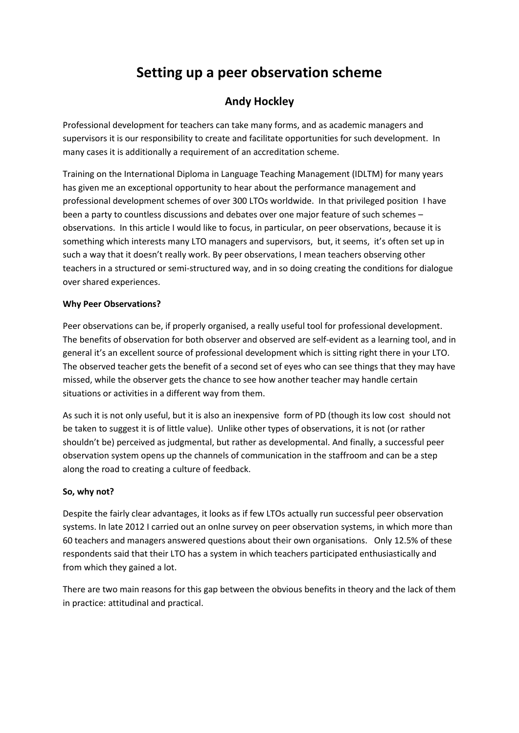# Setting up a peer observation scheme

## Andy Hockley

Professional development for teachers can take many forms, and as academic managers and supervisors it is our responsibility to create and facilitate opportunities for such development. In many cases it is additionally a requirement of an accreditation scheme.

Training on the International Diploma in Language Teaching Management (IDLTM) for many years has given me an exceptional opportunity to hear about the performance management and professional development schemes of over 300 LTOs worldwide. In that privileged position I have been a party to countless discussions and debates over one major feature of such schemes – observations. In this article I would like to focus, in particular, on peer observations, because it is something which interests many LTO managers and supervisors, but, it seems, it's often set up in such a way that it doesn't really work. By peer observations, I mean teachers observing other teachers in a structured or semi-structured way, and in so doing creating the conditions for dialogue over shared experiences.

**Why Peer Observations?**

Peer observations can be, if properly organised, a really useful tool for professional development. The benefits of observation for both observer and observed are self-evident as a learning tool, and in general it's an excellent source of professional development which is sitting right there in your LTO. The observed teacher gets the benefit of a second set of eyes who can see things that they may have missed, while the observer gets the chance to see how another teacher may handle certain situations or activities in a different way from them.

As such it is not only useful, but it is also an inexpensive form of PD (though its low cost should not be taken to suggest it is of little value). Unlike other types of observations, it is not (or rather shouldn't be) perceived as judgmental, but rather as developmental. And finally, a successful peer observation system opens up the channels of communication in the staffroom and can be a step along the road to creating a culture of feedback.

**So, why not?**

Despite the fairly clear advantages, it looks as if few LTOs actually run successful peer observation systems. In late 2012 I carried out an onlne survey on peer observation systems, in which more than 60 teachers and managers answered questions about their own organisations. Only 12.5% of these respondents said that their LTO has a system in which teachers participated enthusiastically and from which they gained a lot.

There are two main reasons for this gap between the obvious benefits in theory and the lack of them in practice: attitudinal and practical.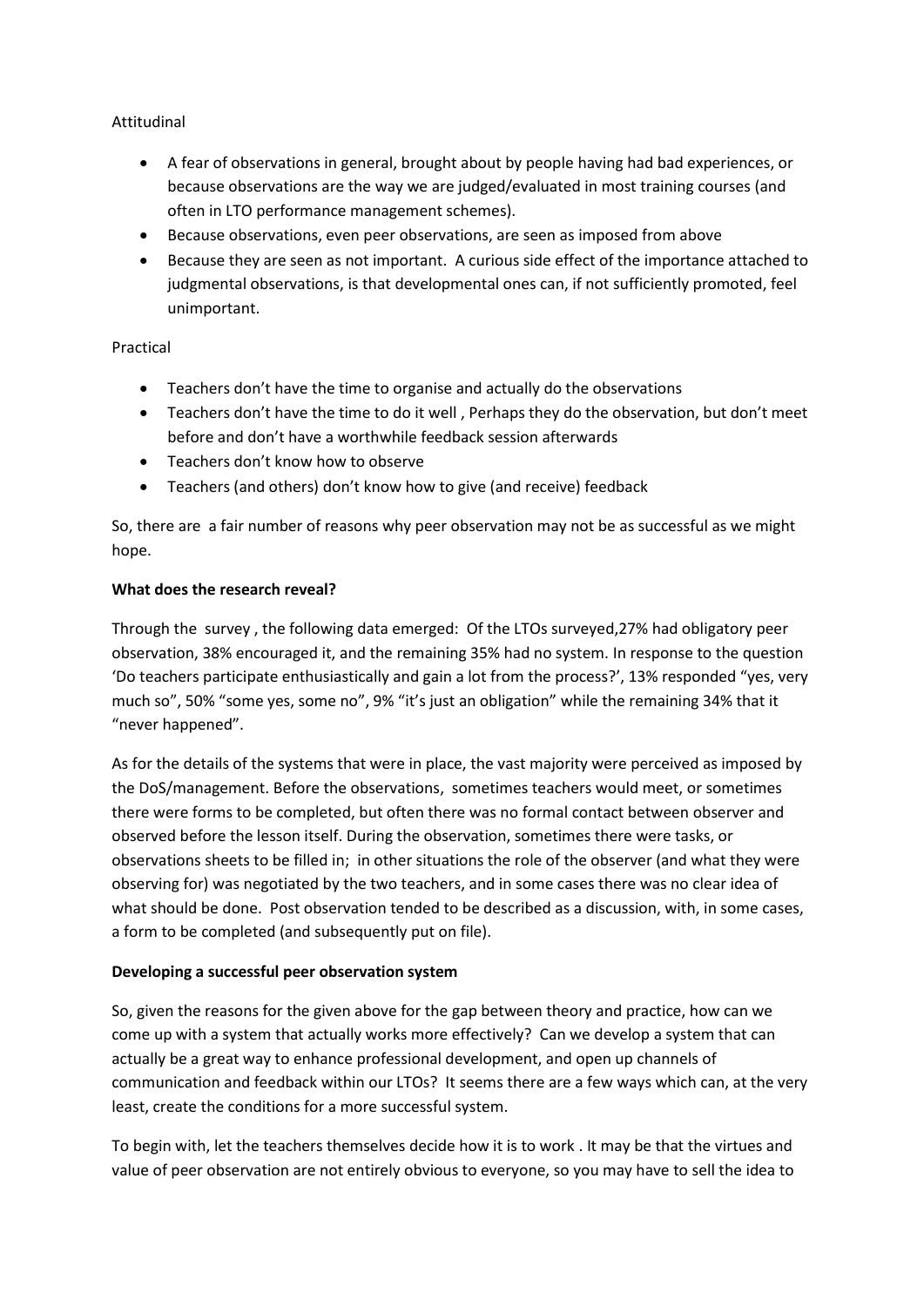Attitudinal

- A fear of observations in general, brought about by people having had bad experiences, or because observations are the way we are judged/evaluated in most training courses (and often in LTO performance management schemes).
- Because observations, even peer observations, are seen as imposed from above
- Because they are seen as not important. A curious side effect of the importance attached to judgmental observations, is that developmental ones can, if not sufficiently promoted, feel unimportant.

Practical

- Teachers don't have the time to organise and actually do the observations
- Teachers don't have the time to do it well , Perhaps they do the observation, but don't meet before and don't have a worthwhile feedback session afterwards
- Teachers don't know how to observe
- Teachers (and others) don't know how to give (and receive) feedback

So, there are a fair number of reasons why peer observation may not be as successful as we might hope.

**What does the research reveal?**

Through the survey , the following data emerged: Of the LTOs surveyed,27% had obligatory peer observation, 38% encouraged it, and the remaining 35% had no system. In response to the question 'Do teachers participate enthusiastically and gain a lot from the process?', 13% responded "yes, very much so", 50% "some yes, some no", 9% "it's just an obligation" while the remaining 34% that it "never happened".

As for the details of the systems that were in place, the vast majority were perceived as imposed by the DoS/management. Before the observations, sometimes teachers would meet, or sometimes there were forms to be completed, but often there was no formal contact between observer and observed before the lesson itself. During the observation, sometimes there were tasks, or observations sheets to be filled in; in other situations the role of the observer (and what they were observing for) was negotiated by the two teachers, and in some cases there was no clear idea of what should be done. Post observation tended to be described as a discussion, with, in some cases, a form to be completed (and subsequently put on file).

**Developing a successful peer observation system**

So, given the reasons for the given above for the gap between theory and practice, how can we come up with a system that actually works more effectively? Can we develop a system that can actually be a great way to enhance professional development, and open up channels of communication and feedback within our LTOs? It seems there are a few ways which can, at the very least, create the conditions for a more successful system.

To begin with, let the teachers themselves decide how it is to work . It may be that the virtues and value of peer observation are not entirely obvious to everyone, so you may have to sell the idea to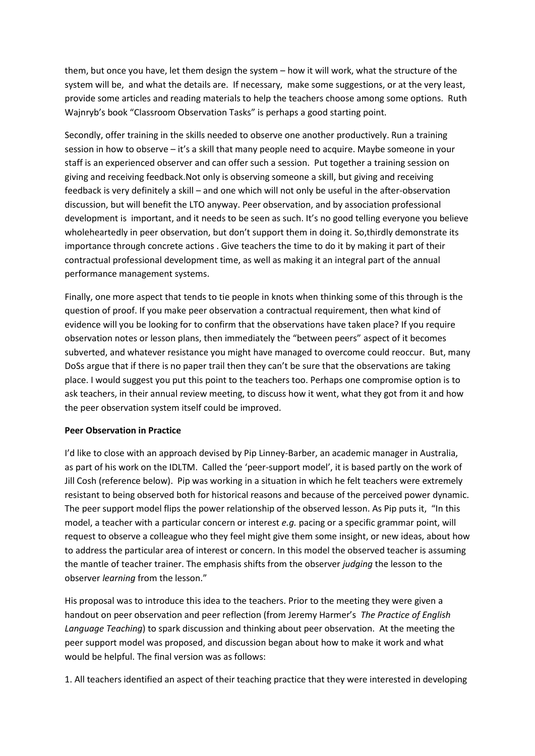them, but once you have, let them design the system – how it will work, what the structure of the system will be, and what the details are. If necessary, make some suggestions, or at the very least, provide some articles and reading materials to help the teachers choose among some options. Ruth Wajnryb's book "Classroom Observation Tasks" is perhaps a good starting point.

Secondly, offer training in the skills needed to observe one another productively. Run a training session in how to observe – it's a skill that many people need to acquire. Maybe someone in your staff is an experienced observer and can offer such a session. Put together a training session on giving and receiving feedback.Not only is observing someone a skill, but giving and receiving feedback is very definitely a skill – and one which will not only be useful in the after-observation discussion, but will benefit the LTO anyway. Peer observation, and by association professional development is important, and it needs to be seen as such. It's no good telling everyone you believe wholeheartedly in peer observation, but don't support them in doing it. So,thirdly demonstrate its importance through concrete actions . Give teachers the time to do it by making it part of their contractual professional development time, as well as making it an integral part of the annual performance management systems.

Finally, one more aspect that tends to tie people in knots when thinking some of this through is the question of proof. If you make peer observation a contractual requirement, then what kind of evidence will you be looking for to confirm that the observations have taken place? If you require observation notes or lesson plans, then immediately the "between peers" aspect of it becomes subverted, and whatever resistance you might have managed to overcome could reoccur. But, many DoSs argue that if there is no paper trail then they can't be sure that the observations are taking place. I would suggest you put this point to the teachers too. Perhaps one compromise option is to ask teachers, in their annual review meeting, to discuss how it went, what they got from it and how the peer observation system itself could be improved.

**Peer Observation in Practice**

I'd like to close with an approach devised by Pip Linney-Barber, an academic manager in Australia, as part of his work on the IDLTM. Called the 'peer-support model', it is based partly on the work of Jill Cosh (reference below). Pip was working in a situation in which he felt teachers were extremely resistant to being observed both for historical reasons and because of the perceived power dynamic. The peer support model flips the power relationship of the observed lesson. As Pip puts it, "In this model, a teacher with a particular concern or interest *e.g.* pacing or a specific grammar point, will request to observe a colleague who they feel might give them some insight, or new ideas, about how to address the particular area of interest or concern. In this model the observed teacher is assuming the mantle of teacher trainer. The emphasis shifts from the observer *judging* the lesson to the observer *learning* from the lesson."

His proposal was to introduce this idea to the teachers. Prior to the meeting they were given a handout on peer observation and peer reflection (from Jeremy Harmer's *The Practice of English Language Teaching*) to spark discussion and thinking about peer observation. At the meeting the peer support model was proposed, and discussion began about how to make it work and what would be helpful. The final version was as follows:

1. All teachers identified an aspect of their teaching practice that they were interested in developing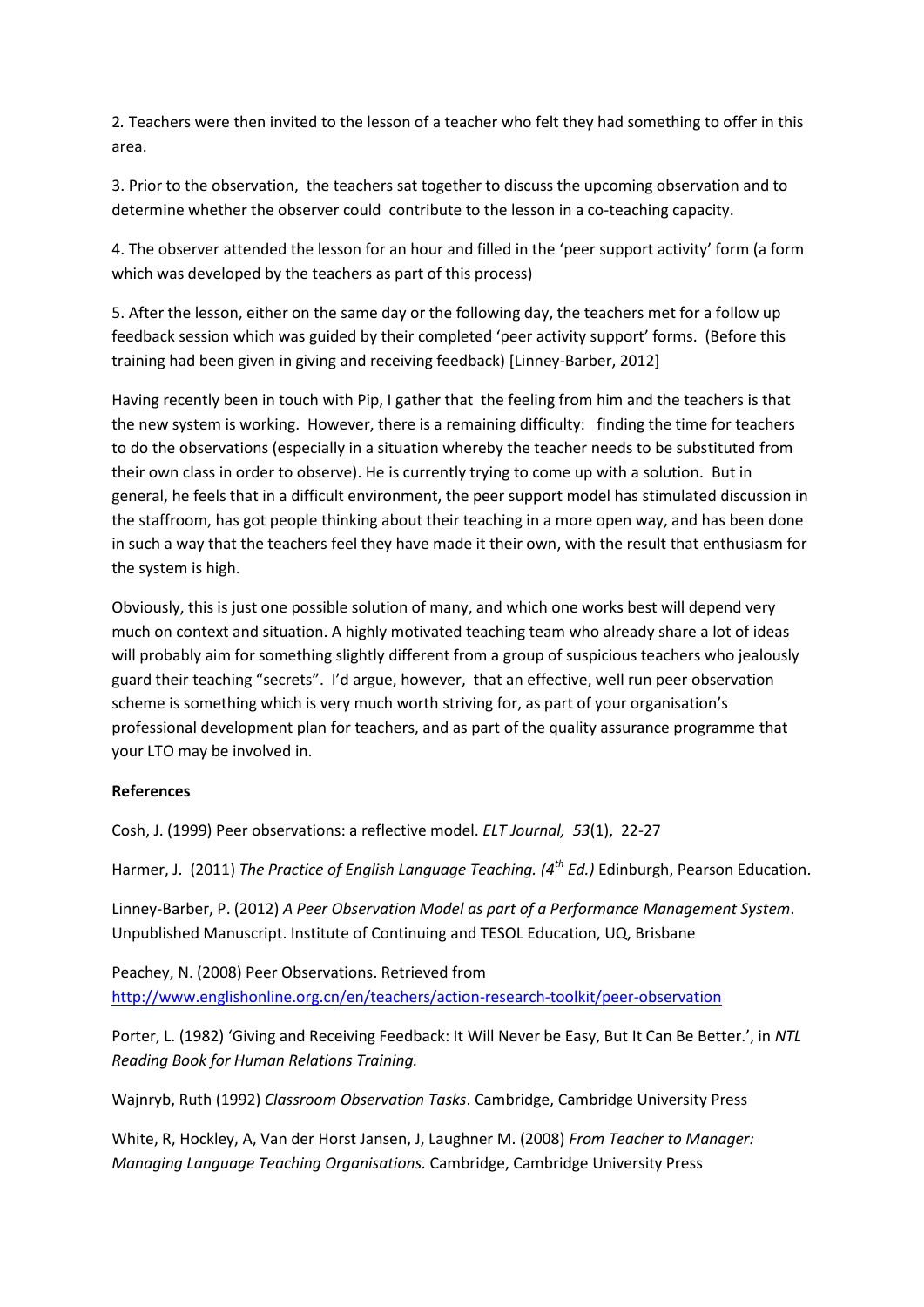2. Teachers were then invited to the lesson of a teacher who felt they had something to offer in this area.

3. Prior to the observation, the teachers sat together to discuss the upcoming observation and to determine whether the observer could contribute to the lesson in a co-teaching capacity.

4. The observer attended the lesson for an hour and filled in the 'peer support activity' form (a form which was developed by the teachers as part of this process)

5. After the lesson, either on the same day or the following day, the teachers met for a follow up feedback session which was guided by their completed 'peer activity support' forms. (Before this training had been given in giving and receiving feedback) [Linney-Barber, 2012]

Having recently been in touch with Pip, I gather that the feeling from him and the teachers is that the new system is working. However, there is a remaining difficulty: finding the time for teachers to do the observations (especially in a situation whereby the teacher needs to be substituted from their own class in order to observe). He is currently trying to come up with a solution. But in general, he feels that in a difficult environment, the peer support model has stimulated discussion in the staffroom, has got people thinking about their teaching in a more open way, and has been done in such a way that the teachers feel they have made it their own, with the result that enthusiasm for the system is high.

Obviously, this is just one possible solution of many, and which one works best will depend very much on context and situation. A highly motivated teaching team who already share a lot of ideas will probably aim for something slightly different from a group of suspicious teachers who jealously guard their teaching "secrets". I'd argue, however, that an effective, well run peer observation scheme is something which is very much worth striving for, as part of your organisation's professional development plan for teachers, and as part of the quality assurance programme that your LTO may be involved in.

**References**

Cosh, J. (1999) Peer observations: a reflective model. *ELT Journal, 53*(1), 22-27

Harmer, J. (2011) *The Practice of English Language Teaching. (4th Ed.)* Edinburgh, Pearson Education.

Linney-Barber, P. (2012) *A Peer Observation Model as part of a Performance Management System*. Unpublished Manuscript. Institute of Continuing and TESOL Education, UQ, Brisbane

Peachey, N. (2008) Peer Observations. Retrieved from http://www.englishonline.org.cn/en/teachers/action-research-toolkit/peer-observation

Porter, L. (1982) 'Giving and Receiving Feedback: It Will Never be Easy, But It Can Be Better.', in *NTL Reading Book for Human Relations Training.*

Wajnryb, Ruth (1992) *Classroom Observation Tasks*. Cambridge, Cambridge University Press

White, R, Hockley, A, Van der Horst Jansen, J, Laughner M. (2008) *From Teacher to Manager: Managing Language Teaching Organisations.* Cambridge, Cambridge University Press